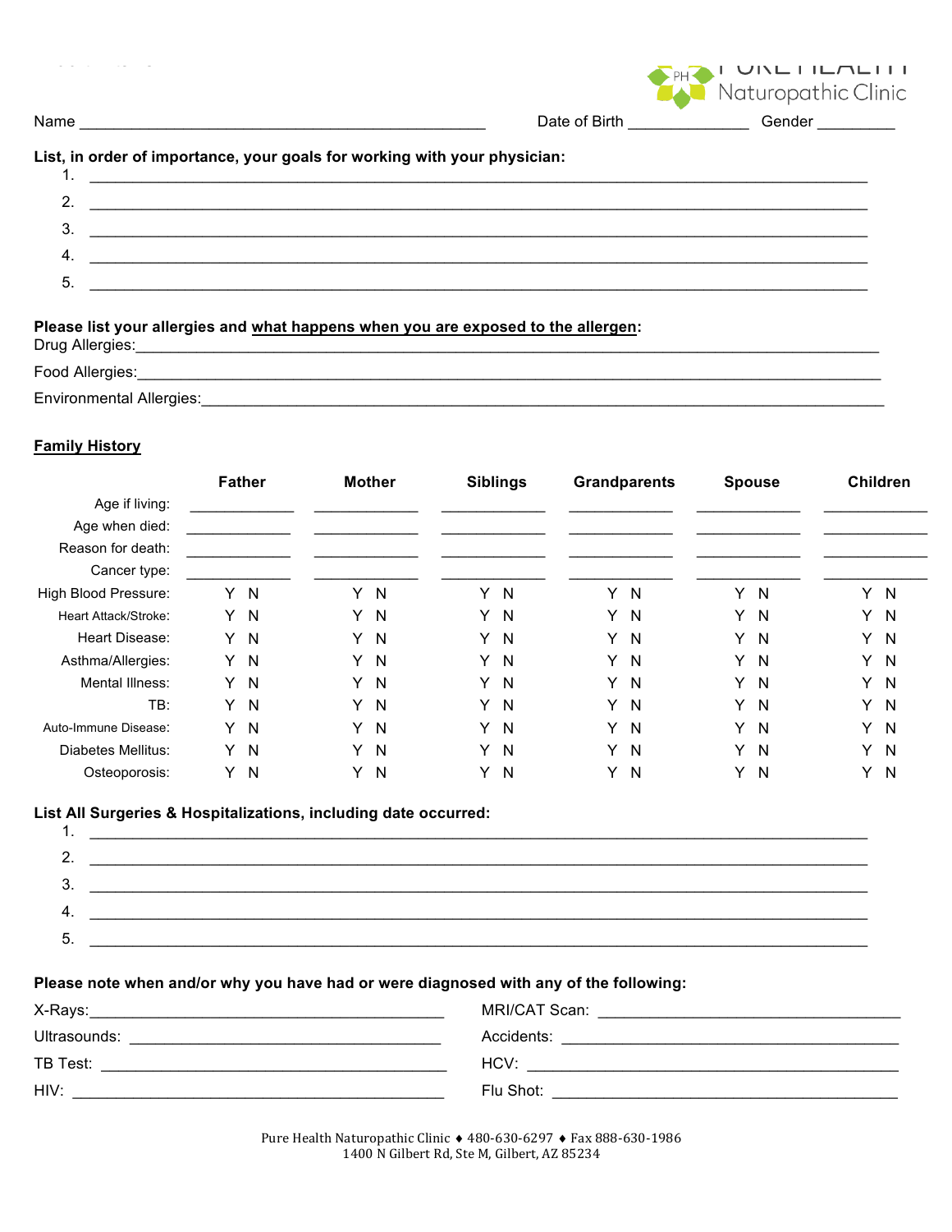Pure Health Naturopathic Clinic

Name ______________________________ Date of Birth ____________ Gender _________

**List, in order of importance, your goals for working with your physician:**

1. ______________________________
2. ______________________________
3. ______________________________
4. ______________________________
5. ______________________________

**Please list your allergies and what happens when you are exposed to the allergen:**

Drug Allergies: ______________________________

Food Allergies: ______________________________

Environmental Allergies: ______________________________

**Family History**

| | Father | Mother | Siblings | Grandparents | Spouse | Children |
|---|---|---|---|---|---|---|
| Age if living: | | | | | | |
| Age when died: | | | | | | |
| Reason for death: | | | | | | |
| Cancer type: | | | | | | |
| High Blood Pressure: | Y N | Y N | Y N | Y N | Y N | Y N |
| Heart Attack/Stroke: | Y N | Y N | Y N | Y N | Y N | Y N |
| Heart Disease: | Y N | Y N | Y N | Y N | Y N | Y N |
| Asthma/Allergies: | Y N | Y N | Y N | Y N | Y N | Y N |
| Mental Illness: | Y N | Y N | Y N | Y N | Y N | Y N |
| TB: | Y N | Y N | Y N | Y N | Y N | Y N |
| Auto-Immune Disease: | Y N | Y N | Y N | Y N | Y N | Y N |
| Diabetes Mellitus: | Y N | Y N | Y N | Y N | Y N | Y N |
| Osteoporosis: | Y N | Y N | Y N | Y N | Y N | Y N |

**List All Surgeries & Hospitalizations, including date occurred:**

1. ______________________________
2. ______________________________
3. ______________________________
4. ______________________________
5. ______________________________

**Please note when and/or why you have had or were diagnosed with any of the following:**

X-Rays: ______________________________

MRI/CAT Scan: ______________________________

Ultrasounds: ______________________________

Accidents: ______________________________

TB Test: ______________________________

HCV: ______________________________

HIV: ______________________________

Flu Shot: ______________________________

Pure Health Naturopathic Clinic ♦ 480-630-6297 ♦ Fax 888-630-1986
1400 N Gilbert Rd, Ste M, Gilbert, AZ 85234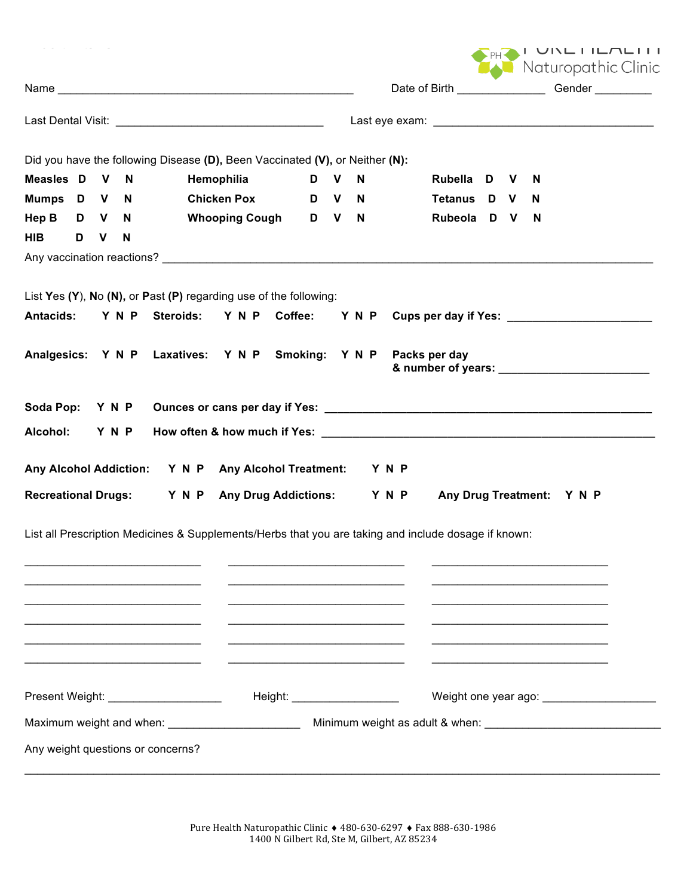Pure Health Naturopathic Clinic

Name ________________________________________________ Date of Birth ______________ Gender _________

Last Dental Visit: _________________________________ Last eye exam: ____________________________________

Did you have the following Disease **(D)**, Been Vaccinated **(V)**, or Neither **(N)**:

| | | | |
|---|---|---|---|
| **Measles** D V N | **Hemophilia** D V N | **Rubella** D V N |
| **Mumps** D V N | **Chicken Pox** D V N | **Tetanus** D V N |
| **Hep B** D V N | **Whooping Cough** D V N | **Rubeola** D V N |
| **HIB** D V N | | |

Any vaccination reactions? _______________________________________________________________________________

List Yes **(Y)**, No **(N)**, or Past **(P)** regarding use of the following:

**Antacids:** Y N P **Steroids:** Y N P **Coffee:** Y N P **Cups per day if Yes:** _______________________

**Analgesics:** Y N P **Laxatives:** Y N P **Smoking:** Y N P **Packs per day & number of years:** _______________________

**Soda Pop:** Y N P **Ounces or cans per day if Yes:** ____________________________________________________

**Alcohol:** Y N P **How often & how much if Yes:** ____________________________________________________

**Any Alcohol Addiction:** Y N P **Any Alcohol Treatment:** Y N P

**Recreational Drugs:** Y N P **Any Drug Addictions:** Y N P **Any Drug Treatment:** Y N P

List all Prescription Medicines & Supplements/Herbs that you are taking and include dosage if known:

_____________________________ _____________________________ _____________________________

_____________________________ _____________________________ _____________________________

_____________________________ _____________________________ _____________________________

_____________________________ _____________________________ _____________________________

_____________________________ _____________________________ _____________________________

_____________________________ _____________________________ _____________________________

Present Weight: __________________ Height: _________________ Weight one year ago: __________________

Maximum weight and when: _____________________ Minimum weight as adult & when: ____________________________

Any weight questions or concerns?

_____________________________________________________________________________________________________

Pure Health Naturopathic Clinic ♦ 480-630-6297 ♦ Fax 888-630-1986
1400 N Gilbert Rd, Ste M, Gilbert, AZ 85234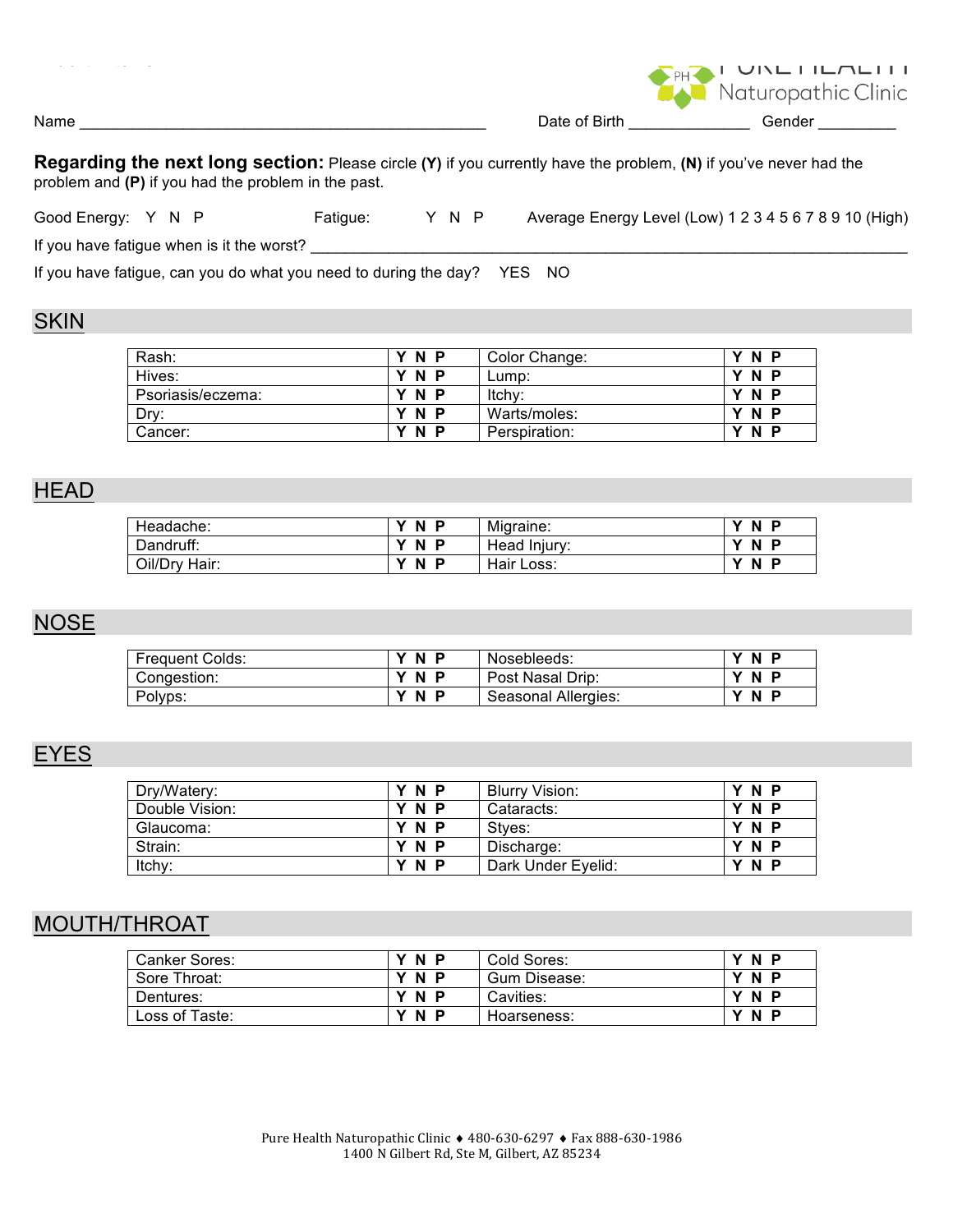Name ________________________________________________ Date of Birth ______________ Gender _________

**Regarding the next long section:** Please circle **(Y)** if you currently have the problem, **(N)** if you've never had the problem and **(P)** if you had the problem in the past.

Good Energy: Y N P     Fatigue: Y N P     Average Energy Level (Low) 1 2 3 4 5 6 7 8 9 10 (High)

If you have fatigue when is it the worst? ____________________________________________________________

If you have fatigue, can you do what you need to during the day? YES NO

## SKIN

| | | | |
|---|---|---|---|
| Rash: | **Y N P** | Color Change: | **Y N P** |
| Hives: | **Y N P** | Lump: | **Y N P** |
| Psoriasis/eczema: | **Y N P** | Itchy: | **Y N P** |
| Dry: | **Y N P** | Warts/moles: | **Y N P** |
| Cancer: | **Y N P** | Perspiration: | **Y N P** |

## HEAD

| | | | |
|---|---|---|---|
| Headache: | **Y N P** | Migraine: | **Y N P** |
| Dandruff: | **Y N P** | Head Injury: | **Y N P** |
| Oil/Dry Hair: | **Y N P** | Hair Loss: | **Y N P** |

## NOSE

| | | | |
|---|---|---|---|
| Frequent Colds: | **Y N P** | Nosebleeds: | **Y N P** |
| Congestion: | **Y N P** | Post Nasal Drip: | **Y N P** |
| Polyps: | **Y N P** | Seasonal Allergies: | **Y N P** |

## EYES

| | | | |
|---|---|---|---|
| Dry/Watery: | **Y N P** | Blurry Vision: | **Y N P** |
| Double Vision: | **Y N P** | Cataracts: | **Y N P** |
| Glaucoma: | **Y N P** | Styes: | **Y N P** |
| Strain: | **Y N P** | Discharge: | **Y N P** |
| Itchy: | **Y N P** | Dark Under Eyelid: | **Y N P** |

## MOUTH/THROAT

| | | | |
|---|---|---|---|
| Canker Sores: | **Y N P** | Cold Sores: | **Y N P** |
| Sore Throat: | **Y N P** | Gum Disease: | **Y N P** |
| Dentures: | **Y N P** | Cavities: | **Y N P** |
| Loss of Taste: | **Y N P** | Hoarseness: | **Y N P** |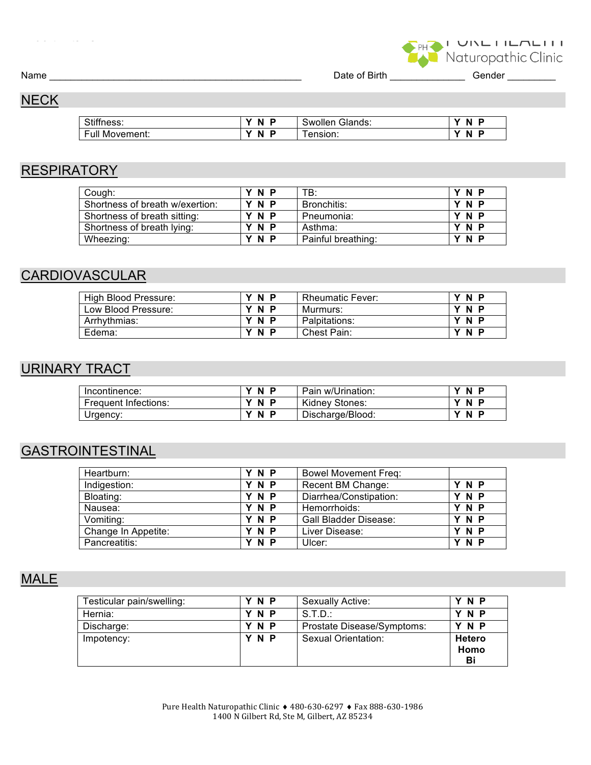Name ______________________________ Date of Birth ______________ Gender _________

## NECK

| | | | |
|---|---|---|---|
| Stiffness: | Y N P | Swollen Glands: | Y N P |
| Full Movement: | Y N P | Tension: | Y N P |

## RESPIRATORY

| | | | |
|---|---|---|---|
| Cough: | Y N P | TB: | Y N P |
| Shortness of breath w/exertion: | Y N P | Bronchitis: | Y N P |
| Shortness of breath sitting: | Y N P | Pneumonia: | Y N P |
| Shortness of breath lying: | Y N P | Asthma: | Y N P |
| Wheezing: | Y N P | Painful breathing: | Y N P |

## CARDIOVASCULAR

| | | | |
|---|---|---|---|
| High Blood Pressure: | Y N P | Rheumatic Fever: | Y N P |
| Low Blood Pressure: | Y N P | Murmurs: | Y N P |
| Arrhythmias: | Y N P | Palpitations: | Y N P |
| Edema: | Y N P | Chest Pain: | Y N P |

## URINARY TRACT

| | | | |
|---|---|---|---|
| Incontinence: | Y N P | Pain w/Urination: | Y N P |
| Frequent Infections: | Y N P | Kidney Stones: | Y N P |
| Urgency: | Y N P | Discharge/Blood: | Y N P |

## GASTROINTESTINAL

| | | | |
|---|---|---|---|
| Heartburn: | Y N P | Bowel Movement Freq: | |
| Indigestion: | Y N P | Recent BM Change: | Y N P |
| Bloating: | Y N P | Diarrhea/Constipation: | Y N P |
| Nausea: | Y N P | Hemorrhoids: | Y N P |
| Vomiting: | Y N P | Gall Bladder Disease: | Y N P |
| Change In Appetite: | Y N P | Liver Disease: | Y N P |
| Pancreatitis: | Y N P | Ulcer: | Y N P |

## MALE

| | | | |
|---|---|---|---|
| Testicular pain/swelling: | Y N P | Sexually Active: | Y N P |
| Hernia: | Y N P | S.T.D.: | Y N P |
| Discharge: | Y N P | Prostate Disease/Symptoms: | Y N P |
| Impotency: | Y N P | Sexual Orientation: | **Hetero** **Homo** **Bi** |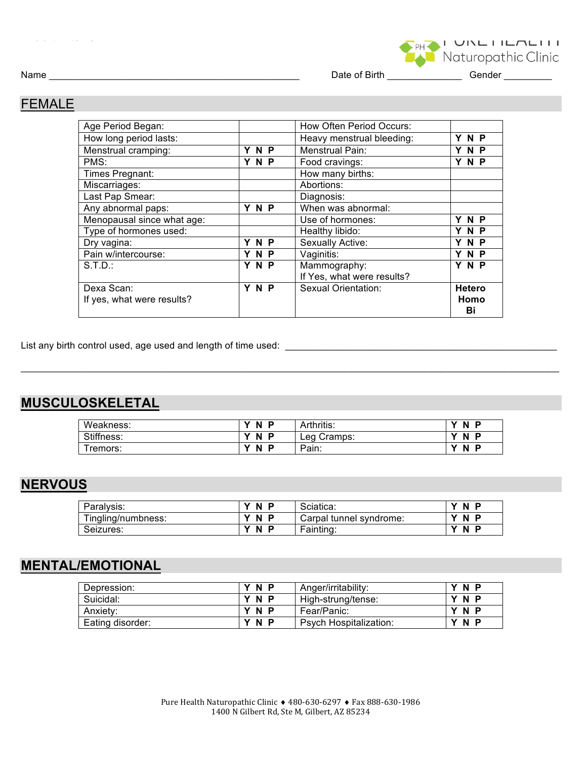Pure Health Naturopathic Clinic

Name ______________________________________________ Date of Birth ______________ Gender _________

## FEMALE

| Age Period Began: | | How Often Period Occurs: | |
|---|---|---|---|
| How long period lasts: | | Heavy menstrual bleeding: | **Y N P** |
| Menstrual cramping: | **Y N P** | Menstrual Pain: | **Y N P** |
| PMS: | **Y N P** | Food cravings: | **Y N P** |
| Times Pregnant: | | How many births: | |
| Miscarriages: | | Abortions: | |
| Last Pap Smear: | | Diagnosis: | |
| Any abnormal paps: | **Y N P** | When was abnormal: | |
| Menopausal since what age: | | Use of hormones: | **Y N P** |
| Type of hormones used: | | Healthy libido: | **Y N P** |
| Dry vagina: | **Y N P** | Sexually Active: | **Y N P** |
| Pain w/intercourse: | **Y N P** | Vaginitis: | **Y N P** |
| S.T.D.: | **Y N P** | Mammography: If Yes, what were results? | **Y N P** |
| Dexa Scan: If yes, what were results? | **Y N P** | Sexual Orientation: | **Hetero Homo Bi** |

List any birth control used, age used and length of time used: ______________________________________________

______________________________________________________________________________________________

## MUSCULOSKELETAL

| Weakness: | **Y N P** | Arthritis: | **Y N P** |
|---|---|---|---|
| Stiffness: | **Y N P** | Leg Cramps: | **Y N P** |
| Tremors: | **Y N P** | Pain: | **Y N P** |

## NERVOUS

| Paralysis: | **Y N P** | Sciatica: | **Y N P** |
|---|---|---|---|
| Tingling/numbness: | **Y N P** | Carpal tunnel syndrome: | **Y N P** |
| Seizures: | **Y N P** | Fainting: | **Y N P** |

## MENTAL/EMOTIONAL

| Depression: | **Y N P** | Anger/irritability: | **Y N P** |
|---|---|---|---|
| Suicidal: | **Y N P** | High-strung/tense: | **Y N P** |
| Anxiety: | **Y N P** | Fear/Panic: | **Y N P** |
| Eating disorder: | **Y N P** | Psych Hospitalization: | **Y N P** |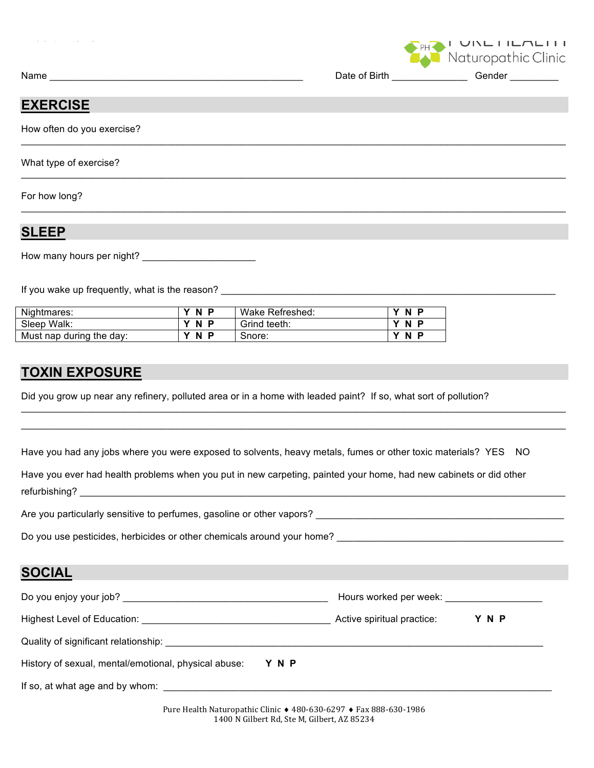Pure Health Naturopathic Clinic

Name ______________________________________________ Date of Birth ______________ Gender _________

## EXERCISE

How often do you exercise?

_______________________________________________________________________________________________

What type of exercise?

_______________________________________________________________________________________________

For how long?

_______________________________________________________________________________________________

## SLEEP

How many hours per night? ____________________

If you wake up frequently, what is the reason? ____________________________________________________________

| | | | |
|---|---|---|---|
| Nightmares: | **Y N P** | Wake Refreshed: | **Y N P** |
| Sleep Walk: | **Y N P** | Grind teeth: | **Y N P** |
| Must nap during the day: | **Y N P** | Snore: | **Y N P** |

## TOXIN EXPOSURE

Did you grow up near any refinery, polluted area or in a home with leaded paint? If so, what sort of pollution?

_______________________________________________________________________________________________

_______________________________________________________________________________________________

Have you had any jobs where you were exposed to solvents, heavy metals, fumes or other toxic materials? YES NO

Have you ever had health problems when you put in new carpeting, painted your home, had new cabinets or did other refurbishing? ______________________________________________________________________________

Are you particularly sensitive to perfumes, gasoline or other vapors? ____________________________________________

Do you use pesticides, herbicides or other chemicals around your home? _________________________________________

## SOCIAL

Do you enjoy your job? _____________________________________ Hours worked per week: _________________

Highest Level of Education: __________________________________ Active spiritual practice: **Y N P**

Quality of significant relationship: ________________________________________________________________________

History of sexual, mental/emotional, physical abuse: **Y N P**

If so, at what age and by whom: __________________________________________________________________________

Pure Health Naturopathic Clinic ♦ 480-630-6297 ♦ Fax 888-630-1986
1400 N Gilbert Rd, Ste M, Gilbert, AZ 85234